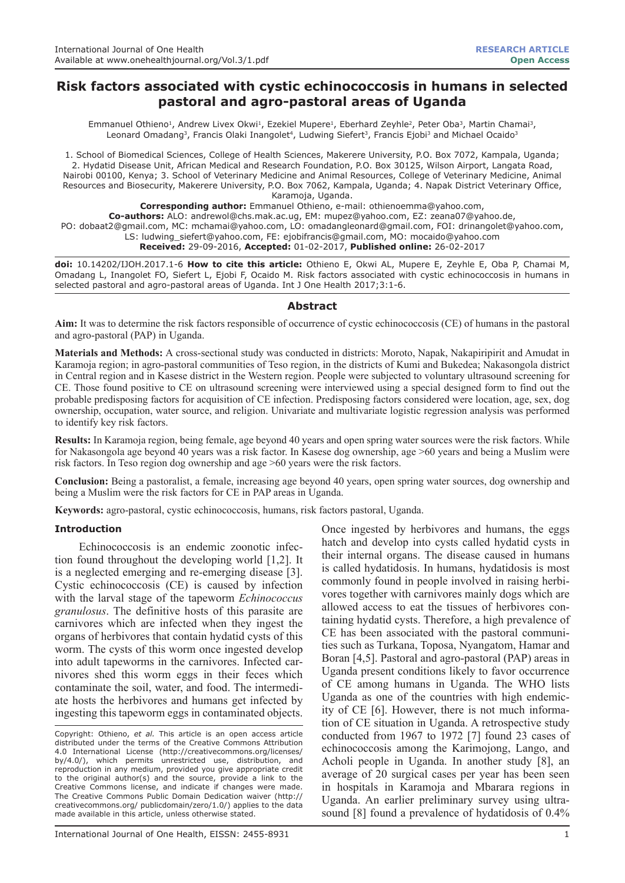RESEARCH ARTICLE
Open Access

# Risk factors associated with cystic echinococcosis in humans in selected pastoral and agro-pastoral areas of Uganda

Emmanuel Othieno[1], Andrew Livex Okwi[1], Ezekiel Mupere[1], Eberhard Zeyhle[2], Peter Oba[3], Martin Chamai[3], Leonard Omadang[3], Francis Olaki Inangolet[4], Ludwing Siefert[3], Francis Ejobi[3] and Michael Ocaido[3]

1. School of Biomedical Sciences, College of Health Sciences, Makerere University, P.O. Box 7072, Kampala, Uganda; 2. Hydatid Disease Unit, African Medical and Research Foundation, P.O. Box 30125, Wilson Airport, Langata Road, Nairobi 00100, Kenya; 3. School of Veterinary Medicine and Animal Resources, College of Veterinary Medicine, Animal Resources and Biosecurity, Makerere University, P.O. Box 7062, Kampala, Uganda; 4. Napak District Veterinary Office, Karamoja, Uganda.

**Corresponding author:** Emmanuel Othieno, e-mail: othienoemma@yahoo.com,
**Co-authors:** ALO: andrewol@chs.mak.ac.ug, EM: mupez@yahoo.com, EZ: zeana07@yahoo.de, PO: dobaat2@gmail.com, MC: mchamai@yahoo.com, LO: omadangleonard@gmail.com, FOI: drinangolet@yahoo.com, LS: ludwing_siefert@yahoo.com, FE: ejobifrancis@gmail.com, MO: mocaido@yahoo.com
**Received:** 29-09-2016, **Accepted:** 01-02-2017, **Published online:** 26-02-2017

**doi:** 10.14202/IJOH.2017.1-6 **How to cite this article:** Othieno E, Okwi AL, Mupere E, Zeyhle E, Oba P, Chamai M, Omadang L, Inangolet FO, Siefert L, Ejobi F, Ocaido M. Risk factors associated with cystic echinococcosis in humans in selected pastoral and agro-pastoral areas of Uganda. Int J One Health 2017;3:1-6.

## Abstract

**Aim:** It was to determine the risk factors responsible of occurrence of cystic echinococcosis (CE) of humans in the pastoral and agro-pastoral (PAP) in Uganda.

**Materials and Methods:** A cross-sectional study was conducted in districts: Moroto, Napak, Nakapiripirit and Amudat in Karamoja region; in agro-pastoral communities of Teso region, in the districts of Kumi and Bukedea; Nakasongola district in Central region and in Kasese district in the Western region. People were subjected to voluntary ultrasound screening for CE. Those found positive to CE on ultrasound screening were interviewed using a special designed form to find out the probable predisposing factors for acquisition of CE infection. Predisposing factors considered were location, age, sex, dog ownership, occupation, water source, and religion. Univariate and multivariate logistic regression analysis was performed to identify key risk factors.

**Results:** In Karamoja region, being female, age beyond 40 years and open spring water sources were the risk factors. While for Nakasongola age beyond 40 years was a risk factor. In Kasese dog ownership, age >60 years and being a Muslim were risk factors. In Teso region dog ownership and age >60 years were the risk factors.

**Conclusion:** Being a pastoralist, a female, increasing age beyond 40 years, open spring water sources, dog ownership and being a Muslim were the risk factors for CE in PAP areas in Uganda.

**Keywords:** agro-pastoral, cystic echinococcosis, humans, risk factors pastoral, Uganda.

## Introduction

Echinococcosis is an endemic zoonotic infection found throughout the developing world [1,2]. It is a neglected emerging and re-emerging disease [3]. Cystic echinococcosis (CE) is caused by infection with the larval stage of the tapeworm *Echinococcus granulosus*. The definitive hosts of this parasite are carnivores which are infected when they ingest the organs of herbivores that contain hydatid cysts of this worm. The cysts of this worm once ingested develop into adult tapeworms in the carnivores. Infected carnivores shed this worm eggs in their feces which contaminate the soil, water, and food. The intermediate hosts the herbivores and humans get infected by ingesting this tapeworm eggs in contaminated objects. Once ingested by herbivores and humans, the eggs hatch and develop into cysts called hydatid cysts in their internal organs. The disease caused in humans is called hydatidosis. In humans, hydatidosis is most commonly found in people involved in raising herbivores together with carnivores mainly dogs which are allowed access to eat the tissues of herbivores containing hydatid cysts. Therefore, a high prevalence of CE has been associated with the pastoral communities such as Turkana, Toposa, Nyangatom, Hamar and Boran [4,5]. Pastoral and agro-pastoral (PAP) areas in Uganda present conditions likely to favor occurrence of CE among humans in Uganda. The WHO lists Uganda as one of the countries with high endemicity of CE [6]. However, there is not much information of CE situation in Uganda. A retrospective study conducted from 1967 to 1972 [7] found 23 cases of echinococcosis among the Karimojong, Lango, and Acholi people in Uganda. In another study [8], an average of 20 surgical cases per year has been seen in hospitals in Karamoja and Mbarara regions in Uganda. An earlier preliminary survey using ultrasound [8] found a prevalence of hydatidosis of 0.4%

Copyright: Othieno, *et al*. This article is an open access article distributed under the terms of the Creative Commons Attribution 4.0 International License (http://creativecommons.org/licenses/by/4.0/), which permits unrestricted use, distribution, and reproduction in any medium, provided you give appropriate credit to the original author(s) and the source, provide a link to the Creative Commons license, and indicate if changes were made. The Creative Commons Public Domain Dedication waiver (http://creativecommons.org/ publicdomain/zero/1.0/) applies to the data made available in this article, unless otherwise stated.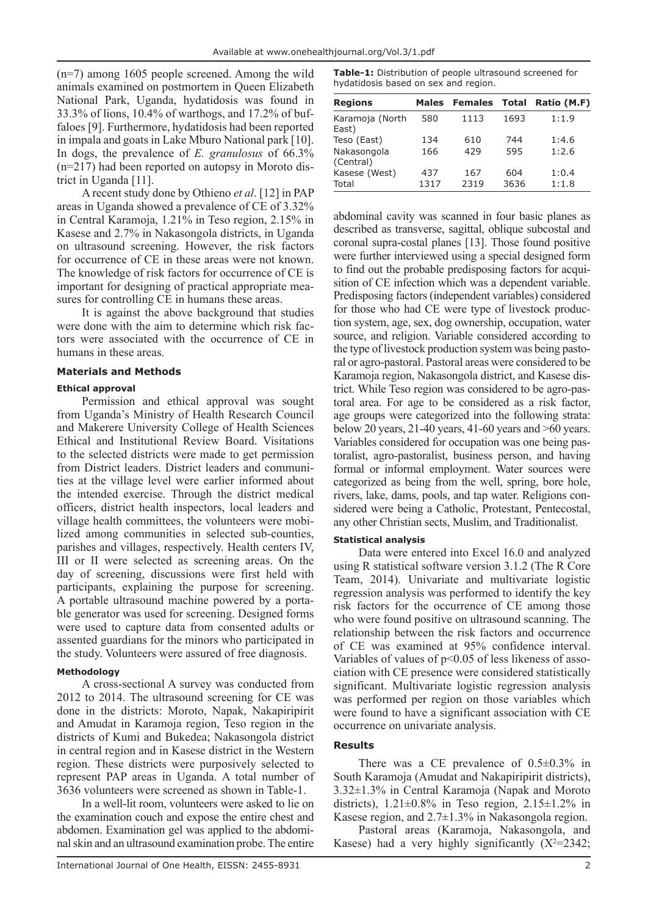(n=7) among 1605 people screened. Among the wild animals examined on postmortem in Queen Elizabeth National Park, Uganda, hydatidosis was found in 33.3% of lions, 10.4% of warthogs, and 17.2% of buffaloes [9]. Furthermore, hydatidosis had been reported in impala and goats in Lake Mburo National park [10]. In dogs, the prevalence of *E. granulosus* of 66.3% (n=217) had been reported on autopsy in Moroto district in Uganda [11].

A recent study done by Othieno *et al*. [12] in PAP areas in Uganda showed a prevalence of CE of 3.32% in Central Karamoja, 1.21% in Teso region, 2.15% in Kasese and 2.7% in Nakasongola districts, in Uganda on ultrasound screening. However, the risk factors for occurrence of CE in these areas were not known. The knowledge of risk factors for occurrence of CE is important for designing of practical appropriate measures for controlling CE in humans these areas.

It is against the above background that studies were done with the aim to determine which risk factors were associated with the occurrence of CE in humans in these areas.

## Materials and Methods

### Ethical approval

Permission and ethical approval was sought from Uganda's Ministry of Health Research Council and Makerere University College of Health Sciences Ethical and Institutional Review Board. Visitations to the selected districts were made to get permission from District leaders. District leaders and communities at the village level were earlier informed about the intended exercise. Through the district medical officers, district health inspectors, local leaders and village health committees, the volunteers were mobilized among communities in selected sub-counties, parishes and villages, respectively. Health centers IV, III or II were selected as screening areas. On the day of screening, discussions were first held with participants, explaining the purpose for screening. A portable ultrasound machine powered by a portable generator was used for screening. Designed forms were used to capture data from consented adults or assented guardians for the minors who participated in the study. Volunteers were assured of free diagnosis.

### Methodology

A cross-sectional A survey was conducted from 2012 to 2014. The ultrasound screening for CE was done in the districts: Moroto, Napak, Nakapiripirit and Amudat in Karamoja region, Teso region in the districts of Kumi and Bukedea; Nakasongola district in central region and in Kasese district in the Western region. These districts were purposively selected to represent PAP areas in Uganda. A total number of 3636 volunteers were screened as shown in Table-1.

**Table-1:** Distribution of people ultrasound screened for hydatidosis based on sex and region.

| Regions | Males | Females | Total | Ratio (M.F) |
|---|---|---|---|---|
| Karamoja (North East) | 580 | 1113 | 1693 | 1:1.9 |
| Teso (East) | 134 | 610 | 744 | 1:4.6 |
| Nakasongola (Central) | 166 | 429 | 595 | 1:2.6 |
| Kasese (West) | 437 | 167 | 604 | 1:0.4 |
| Total | 1317 | 2319 | 3636 | 1:1.8 |

In a well-lit room, volunteers were asked to lie on the examination couch and expose the entire chest and abdomen. Examination gel was applied to the abdominal skin and an ultrasound examination probe. The entire abdominal cavity was scanned in four basic planes as described as transverse, sagittal, oblique subcostal and coronal supra-costal planes [13]. Those found positive were further interviewed using a special designed form to find out the probable predisposing factors for acquisition of CE infection which was a dependent variable. Predisposing factors (independent variables) considered for those who had CE were type of livestock production system, age, sex, dog ownership, occupation, water source, and religion. Variable considered according to the type of livestock production system was being pastoral or agro-pastoral. Pastoral areas were considered to be Karamoja region, Nakasongola district, and Kasese district. While Teso region was considered to be agro-pastoral area. For age to be considered as a risk factor, age groups were categorized into the following strata: below 20 years, 21-40 years, 41-60 years and >60 years. Variables considered for occupation was one being pastoralist, agro-pastoralist, business person, and having formal or informal employment. Water sources were categorized as being from the well, spring, bore hole, rivers, lake, dams, pools, and tap water. Religions considered were being a Catholic, Protestant, Pentecostal, any other Christian sects, Muslim, and Traditionalist.

### Statistical analysis

Data were entered into Excel 16.0 and analyzed using R statistical software version 3.1.2 (The R Core Team, 2014). Univariate and multivariate logistic regression analysis was performed to identify the key risk factors for the occurrence of CE among those who were found positive on ultrasound scanning. The relationship between the risk factors and occurrence of CE was examined at 95% confidence interval. Variables of values of $p<0.05$ of less likeness of association with CE presence were considered statistically significant. Multivariate logistic regression analysis was performed per region on those variables which were found to have a significant association with CE occurrence on univariate analysis.

## Results

There was a CE prevalence of 0.5±0.3% in South Karamoja (Amudat and Nakapiripirit districts), 3.32±1.3% in Central Karamoja (Napak and Moroto districts), 1.21±0.8% in Teso region, 2.15±1.2% in Kasese region, and 2.7±1.3% in Nakasongola region.

Pastoral areas (Karamoja, Nakasongola, and Kasese) had a very highly significantly ($X^2$=2342;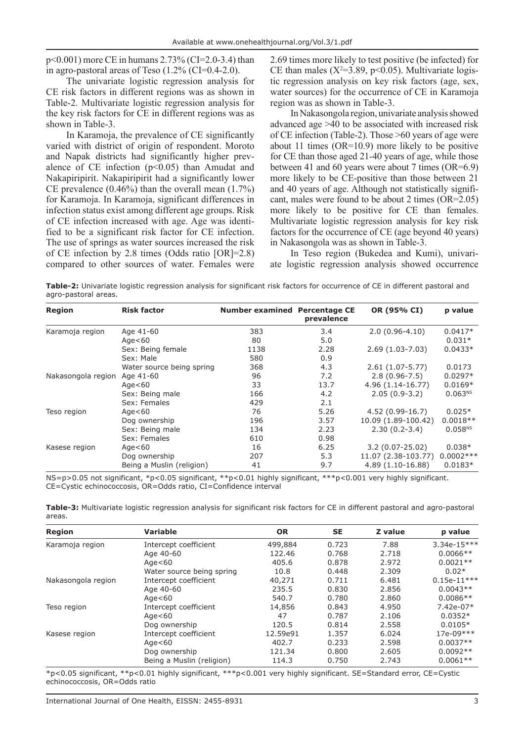p<0.001) more CE in humans 2.73% (CI=2.0-3.4) than in agro-pastoral areas of Teso (1.2% (CI=0.4-2.0).

The univariate logistic regression analysis for CE risk factors in different regions was as shown in Table-2. Multivariate logistic regression analysis for the key risk factors for CE in different regions was as shown in Table-3.

In Karamoja, the prevalence of CE significantly varied with district of origin of respondent. Moroto and Napak districts had significantly higher prevalence of CE infection (p<0.05) than Amudat and Nakapiripirit. Nakapiripirit had a significantly lower CE prevalence (0.46%) than the overall mean (1.7%) for Karamoja. In Karamoja, significant differences in infection status exist among different age groups. Risk of CE infection increased with age. Age was identified to be a significant risk factor for CE infection. The use of springs as water sources increased the risk of CE infection by 2.8 times (Odds ratio [OR]=2.8) compared to other sources of water. Females were 2.69 times more likely to test positive (be infected) for CE than males ($X^2$=3.89, p<0.05). Multivariate logistic regression analysis on key risk factors (age, sex, water sources) for the occurrence of CE in Karamoja region was as shown in Table-3.

In Nakasongola region, univariate analysis showed advanced age >40 to be associated with increased risk of CE infection (Table-2). Those >60 years of age were about 11 times (OR=10.9) more likely to be positive for CE than those aged 21-40 years of age, while those between 41 and 60 years were about 7 times (OR=6.9) more likely to be CE-positive than those between 21 and 40 years of age. Although not statistically significant, males were found to be about 2 times (OR=2.05) more likely to be positive for CE than females. Multivariate logistic regression analysis for key risk factors for the occurrence of CE (age beyond 40 years) in Nakasongola was as shown in Table-3.

In Teso region (Bukedea and Kumi), univariate logistic regression analysis showed occurrence

**Table-2:** Univariate logistic regression analysis for significant risk factors for occurrence of CE in different pastoral and agro-pastoral areas.

| Region | Risk factor | Number examined | Percentage CE prevalence | OR (95% CI) | p value |
|---|---|---|---|---|---|
| Karamoja region | Age 41-60 | 383 | 3.4 | 2.0 (0.96-4.10) | 0.0417* |
| | Age<60 | 80 | 5.0 | | 0.031* |
| | Sex: Being female | 1138 | 2.28 | 2.69 (1.03-7.03) | 0.0433* |
| | Sex: Male | 580 | 0.9 | | |
| | Water source being spring | 368 | 4.3 | 2.61 (1.07-5.77) | 0.0173 |
| Nakasongola region | Age 41-60 | 96 | 7.2 | 2.8 (0.96-7.5) | 0.0297* |
| | Age<60 | 33 | 13.7 | 4.96 (1.14-16.77) | 0.0169* |
| | Sex: Being male | 166 | 4.2 | 2.05 (0.9-3.2) | 0.063NS |
| | Sex: Females | 429 | 2.1 | | |
| Teso region | Age<60 | 76 | 5.26 | 4.52 (0.99-16.7) | 0.025* |
| | Dog ownership | 196 | 3.57 | 10.09 (1.89-100.42) | 0.0018** |
| | Sex: Being male | 134 | 2.23 | 2.30 (0.2-3.4) | 0.058NS |
| | Sex: Females | 610 | 0.98 | | |
| Kasese region | Age<60 | 16 | 6.25 | 3.2 (0.07-25.02) | 0.038* |
| | Dog ownership | 207 | 5.3 | 11.07 (2.38-103.77) | 0.0002*** |
| | Being a Muslin (religion) | 41 | 9.7 | 4.89 (1.10-16.88) | 0.0183* |

NS=p>0.05 not significant, *p<0.05 significant, **p<0.01 highly significant, ***p<0.001 very highly significant. CE=Cystic echinococcosis, OR=Odds ratio, CI=Confidence interval

**Table-3:** Multivariate logistic regression analysis for significant risk factors for CE in different pastoral and agro-pastoral areas.

| Region | Variable | OR | SE | Z value | p value |
|---|---|---|---|---|---|
| Karamoja region | Intercept coefficient | 499,884 | 0.723 | 7.88 | 3.34e-15*** |
| | Age 40-60 | 122.46 | 0.768 | 2.718 | 0.0066** |
| | Age<60 | 405.6 | 0.878 | 2.972 | 0.0021** |
| | Water source being spring | 10.8 | 0.448 | 2.309 | 0.02* |
| Nakasongola region | Intercept coefficient | 40,271 | 0.711 | 6.481 | 0.15e-11*** |
| | Age 40-60 | 235.5 | 0.830 | 2.856 | 0.0043** |
| | Age<60 | 540.7 | 0.780 | 2.860 | 0.0086** |
| Teso region | Intercept coefficient | 14,856 | 0.843 | 4.950 | 7.42e-07* |
| | Age<60 | 47 | 0.787 | 2.106 | 0.0352* |
| | Dog ownership | 120.5 | 0.814 | 2.558 | 0.0105* |
| Kasese region | Intercept coefficient | 12.59e91 | 1.357 | 6.024 | 17e-09*** |
| | Age<60 | 402.7 | 0.233 | 2.598 | 0.0037** |
| | Dog ownership | 121.34 | 0.800 | 2.605 | 0.0092** |
| | Being a Muslin (religion) | 114.3 | 0.750 | 2.743 | 0.0061** |

*p<0.05 significant, **p<0.01 highly significant, ***p<0.001 very highly significant. SE=Standard error, CE=Cystic echinococcosis, OR=Odds ratio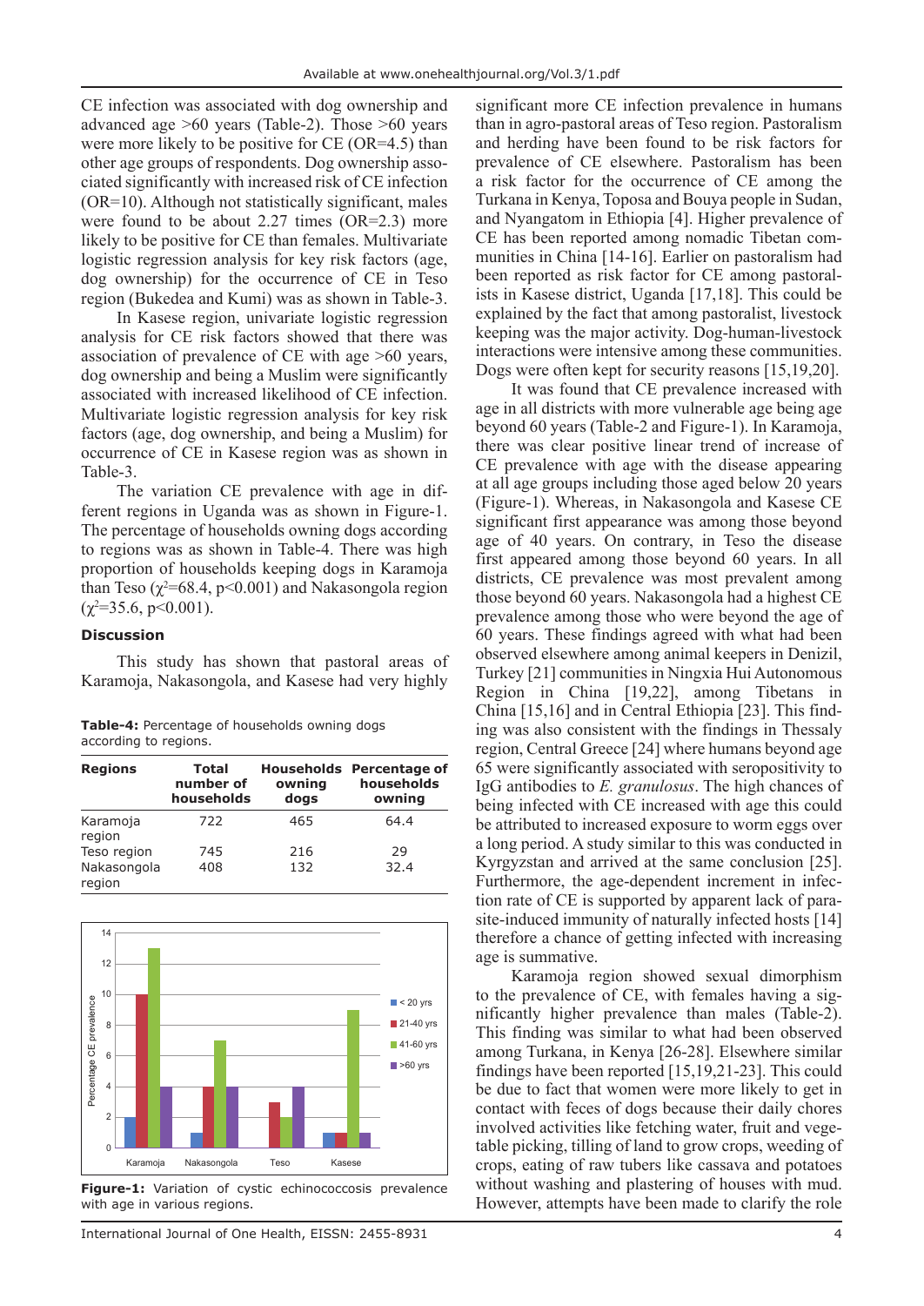CE infection was associated with dog ownership and advanced age >60 years (Table-2). Those >60 years were more likely to be positive for CE (OR=4.5) than other age groups of respondents. Dog ownership associated significantly with increased risk of CE infection (OR=10). Although not statistically significant, males were found to be about 2.27 times (OR=2.3) more likely to be positive for CE than females. Multivariate logistic regression analysis for key risk factors (age, dog ownership) for the occurrence of CE in Teso region (Bukedea and Kumi) was as shown in Table-3.

In Kasese region, univariate logistic regression analysis for CE risk factors showed that there was association of prevalence of CE with age >60 years, dog ownership and being a Muslim were significantly associated with increased likelihood of CE infection. Multivariate logistic regression analysis for key risk factors (age, dog ownership, and being a Muslim) for occurrence of CE in Kasese region was as shown in Table-3.

The variation CE prevalence with age in different regions in Uganda was as shown in Figure-1. The percentage of households owning dogs according to regions was as shown in Table-4. There was high proportion of households keeping dogs in Karamoja than Teso ($\chi^2$=68.4, $p<0.001$) and Nakasongola region ($\chi^2$=35.6, $p<0.001$).

## Discussion

This study has shown that pastoral areas of Karamoja, Nakasongola, and Kasese had very highly significant more CE infection prevalence in humans than in agro-pastoral areas of Teso region. Pastoralism and herding have been found to be risk factors for prevalence of CE elsewhere. Pastoralism has been a risk factor for the occurrence of CE among the Turkana in Kenya, Toposa and Bouya people in Sudan, and Nyangatom in Ethiopia [4]. Higher prevalence of CE has been reported among nomadic Tibetan communities in China [14-16]. Earlier on pastoralism had been reported as risk factor for CE among pastoralists in Kasese district, Uganda [17,18]. This could be explained by the fact that among pastoralist, livestock keeping was the major activity. Dog-human-livestock interactions were intensive among these communities. Dogs were often kept for security reasons [15,19,20].

**Table-4:** Percentage of households owning dogs according to regions.

| Regions | Total number of households | Households owning dogs | Percentage of households owning |
|---|---|---|---|
| Karamoja region | 722 | 465 | 64.4 |
| Teso region | 745 | 216 | 29 |
| Nakasongola region | 408 | 132 | 32.4 |

**Figure-1:** Variation of cystic echinococcosis prevalence with age in various regions.

It was found that CE prevalence increased with age in all districts with more vulnerable age being age beyond 60 years (Table-2 and Figure-1). In Karamoja, there was clear positive linear trend of increase of CE prevalence with age with the disease appearing at all age groups including those aged below 20 years (Figure-1). Whereas, in Nakasongola and Kasese CE significant first appearance was among those beyond age of 40 years. On contrary, in Teso the disease first appeared among those beyond 60 years. In all districts, CE prevalence was most prevalent among those beyond 60 years. Nakasongola had a highest CE prevalence among those who were beyond the age of 60 years. These findings agreed with what had been observed elsewhere among animal keepers in Denizil, Turkey [21] communities in Ningxia Hui Autonomous Region in China [19,22], among Tibetans in China [15,16] and in Central Ethiopia [23]. This finding was also consistent with the findings in Thessaly region, Central Greece [24] where humans beyond age 65 were significantly associated with seropositivity to IgG antibodies to *E. granulosus*. The high chances of being infected with CE increased with age this could be attributed to increased exposure to worm eggs over a long period. A study similar to this was conducted in Kyrgyzstan and arrived at the same conclusion [25]. Furthermore, the age-dependent increment in infection rate of CE is supported by apparent lack of parasite-induced immunity of naturally infected hosts [14] therefore a chance of getting infected with increasing age is summative.

Karamoja region showed sexual dimorphism to the prevalence of CE, with females having a significantly higher prevalence than males (Table-2). This finding was similar to what had been observed among Turkana, in Kenya [26-28]. Elsewhere similar findings have been reported [15,19,21-23]. This could be due to fact that women were more likely to get in contact with feces of dogs because their daily chores involved activities like fetching water, fruit and vegetable picking, tilling of land to grow crops, weeding of crops, eating of raw tubers like cassava and potatoes without washing and plastering of houses with mud. However, attempts have been made to clarify the role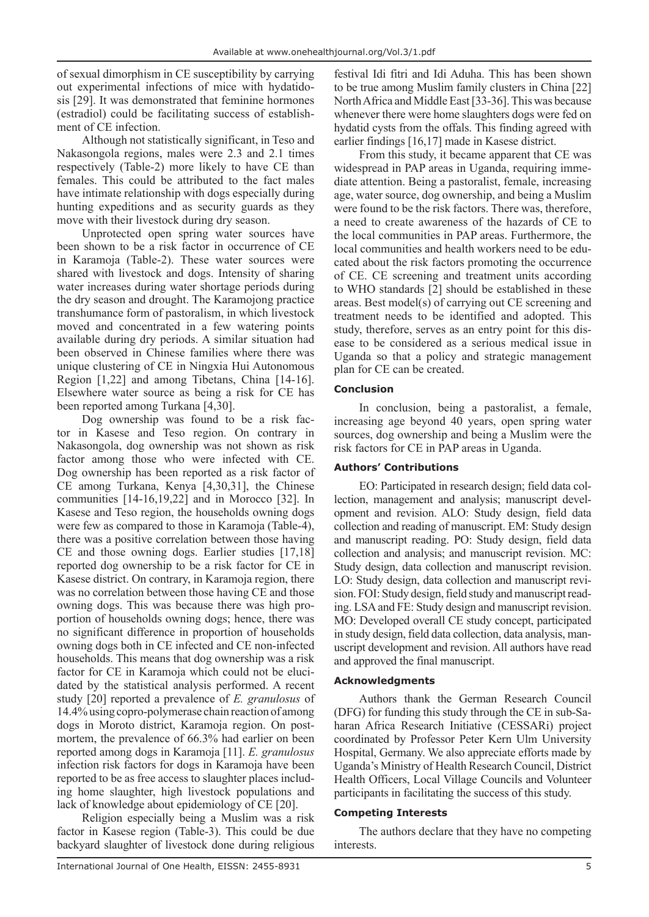of sexual dimorphism in CE susceptibility by carrying out experimental infections of mice with hydatidosis [29]. It was demonstrated that feminine hormones (estradiol) could be facilitating success of establishment of CE infection.

Although not statistically significant, in Teso and Nakasongola regions, males were 2.3 and 2.1 times respectively (Table-2) more likely to have CE than females. This could be attributed to the fact males have intimate relationship with dogs especially during hunting expeditions and as security guards as they move with their livestock during dry season.

Unprotected open spring water sources have been shown to be a risk factor in occurrence of CE in Karamoja (Table-2). These water sources were shared with livestock and dogs. Intensity of sharing water increases during water shortage periods during the dry season and drought. The Karamojong practice transhumance form of pastoralism, in which livestock moved and concentrated in a few watering points available during dry periods. A similar situation had been observed in Chinese families where there was unique clustering of CE in Ningxia Hui Autonomous Region [1,22] and among Tibetans, China [14-16]. Elsewhere water source as being a risk for CE has been reported among Turkana [4,30].

Dog ownership was found to be a risk factor in Kasese and Teso region. On contrary in Nakasongola, dog ownership was not shown as risk factor among those who were infected with CE. Dog ownership has been reported as a risk factor of CE among Turkana, Kenya [4,30,31], the Chinese communities [14-16,19,22] and in Morocco [32]. In Kasese and Teso region, the households owning dogs were few as compared to those in Karamoja (Table-4), there was a positive correlation between those having CE and those owning dogs. Earlier studies [17,18] reported dog ownership to be a risk factor for CE in Kasese district. On contrary, in Karamoja region, there was no correlation between those having CE and those owning dogs. This was because there was high proportion of households owning dogs; hence, there was no significant difference in proportion of households owning dogs both in CE infected and CE non-infected households. This means that dog ownership was a risk factor for CE in Karamoja which could not be elucidated by the statistical analysis performed. A recent study [20] reported a prevalence of *E. granulosus* of 14.4% using copro-polymerase chain reaction of among dogs in Moroto district, Karamoja region. On postmortem, the prevalence of 66.3% had earlier on been reported among dogs in Karamoja [11]. *E. granulosus* infection risk factors for dogs in Karamoja have been reported to be as free access to slaughter places including home slaughter, high livestock populations and lack of knowledge about epidemiology of CE [20].

Religion especially being a Muslim was a risk factor in Kasese region (Table-3). This could be due backyard slaughter of livestock done during religious festival Idi fitri and Idi Aduha. This has been shown to be true among Muslim family clusters in China [22] North Africa and Middle East [33-36]. This was because whenever there were home slaughters dogs were fed on hydatid cysts from the offals. This finding agreed with earlier findings [16,17] made in Kasese district.

From this study, it became apparent that CE was widespread in PAP areas in Uganda, requiring immediate attention. Being a pastoralist, female, increasing age, water source, dog ownership, and being a Muslim were found to be the risk factors. There was, therefore, a need to create awareness of the hazards of CE to the local communities in PAP areas. Furthermore, the local communities and health workers need to be educated about the risk factors promoting the occurrence of CE. CE screening and treatment units according to WHO standards [2] should be established in these areas. Best model(s) of carrying out CE screening and treatment needs to be identified and adopted. This study, therefore, serves as an entry point for this disease to be considered as a serious medical issue in Uganda so that a policy and strategic management plan for CE can be created.

## Conclusion

In conclusion, being a pastoralist, a female, increasing age beyond 40 years, open spring water sources, dog ownership and being a Muslim were the risk factors for CE in PAP areas in Uganda.

## Authors' Contributions

EO: Participated in research design; field data collection, management and analysis; manuscript development and revision. ALO: Study design, field data collection and reading of manuscript. EM: Study design and manuscript reading. PO: Study design, field data collection and analysis; and manuscript revision. MC: Study design, data collection and manuscript revision. LO: Study design, data collection and manuscript revision. FOI: Study design, field study and manuscript reading. LSA and FE: Study design and manuscript revision. MO: Developed overall CE study concept, participated in study design, field data collection, data analysis, manuscript development and revision. All authors have read and approved the final manuscript.

## Acknowledgments

Authors thank the German Research Council (DFG) for funding this study through the CE in sub-Saharan Africa Research Initiative (CESSARi) project coordinated by Professor Peter Kern Ulm University Hospital, Germany. We also appreciate efforts made by Uganda's Ministry of Health Research Council, District Health Officers, Local Village Councils and Volunteer participants in facilitating the success of this study.

## Competing Interests

The authors declare that they have no competing interests.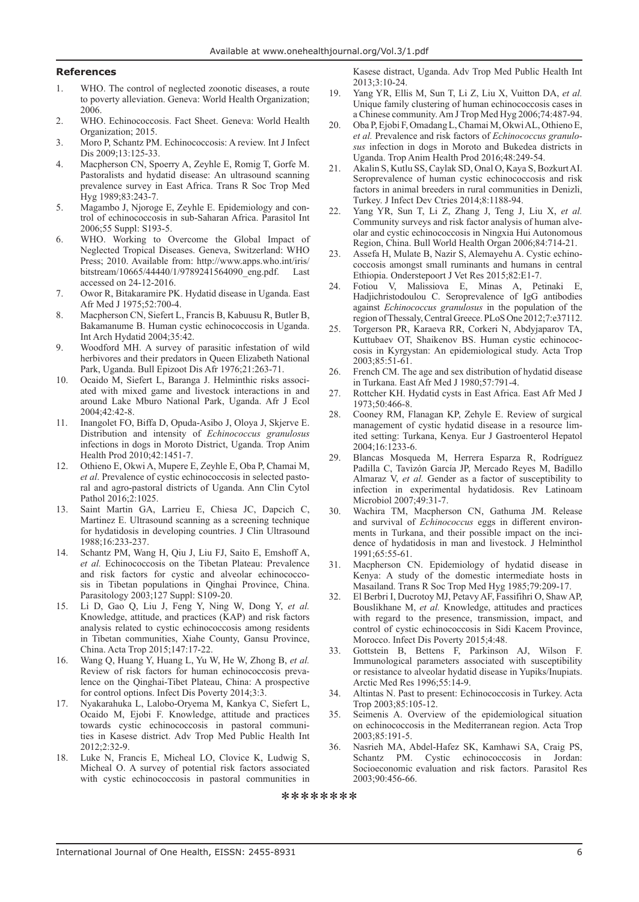### References

1. WHO. The control of neglected zoonotic diseases, a route to poverty alleviation. Geneva: World Health Organization; 2006.
2. WHO. Echinococcosis. Fact Sheet. Geneva: World Health Organization; 2015.
3. Moro P, Schantz PM. Echinococcosis: A review. Int J Infect Dis 2009;13:125-33.
4. Macpherson CN, Spoerry A, Zeyhle E, Romig T, Gorfe M. Pastoralists and hydatid disease: An ultrasound scanning prevalence survey in East Africa. Trans R Soc Trop Med Hyg 1989;83:243-7.
5. Magambo J, Njoroge E, Zeyhle E. Epidemiology and control of echinococcosis in sub-Saharan Africa. Parasitol Int 2006;55 Suppl: S193-5.
6. WHO. Working to Overcome the Global Impact of Neglected Tropical Diseases. Geneva, Switzerland: WHO Press; 2010. Available from: http://www.apps.who.int/iris/bitstream/10665/44440/1/9789241564090_eng.pdf. Last accessed on 24-12-2016.
7. Owor R, Bitakaramire PK. Hydatid disease in Uganda. East Afr Med J 1975;52:700-4.
8. Macpherson CN, Siefert L, Francis B, Kabuusu R, Butler B, Bakamanume B. Human cystic echinococcosis in Uganda. Int Arch Hydatid 2004;35:42.
9. Woodford MH. A survey of parasitic infestation of wild herbivores and their predators in Queen Elizabeth National Park, Uganda. Bull Epizoot Dis Afr 1976;21:263-71.
10. Ocaido M, Siefert L, Baranga J. Helminthic risks associated with mixed game and livestock interactions in and around Lake Mburo National Park, Uganda. Afr J Ecol 2004;42:42-8.
11. Inangolet FO, Biffa D, Opuda-Asibo J, Oloya J, Skjerve E. Distribution and intensity of *Echinococcus granulosus* infections in dogs in Moroto District, Uganda. Trop Anim Health Prod 2010;42:1451-7.
12. Othieno E, Okwi A, Mupere E, Zeyhle E, Oba P, Chamai M, *et al*. Prevalence of cystic echinococcosis in selected pastoral and agro-pastoral districts of Uganda. Ann Clin Cytol Pathol 2016;2:1025.
13. Saint Martin GA, Larrieu E, Chiesa JC, Dapcich C, Martinez E. Ultrasound scanning as a screening technique for hydatidosis in developing countries. J Clin Ultrasound 1988;16:233-237.
14. Schantz PM, Wang H, Qiu J, Liu FJ, Saito E, Emshoff A, *et al.* Echinococcosis on the Tibetan Plateau: Prevalence and risk factors for cystic and alveolar echinococcosis in Tibetan populations in Qinghai Province, China. Parasitology 2003;127 Suppl: S109-20.
15. Li D, Gao Q, Liu J, Feng Y, Ning W, Dong Y, *et al.* Knowledge, attitude, and practices (KAP) and risk factors analysis related to cystic echinococcosis among residents in Tibetan communities, Xiahe County, Gansu Province, China. Acta Trop 2015;147:17-22.
16. Wang Q, Huang Y, Huang L, Yu W, He W, Zhong B, *et al.* Review of risk factors for human echinococcosis prevalence on the Qinghai-Tibet Plateau, China: A prospective for control options. Infect Dis Poverty 2014;3:3.
17. Nyakarahuka L, Lalobo-Oryema M, Kankya C, Siefert L, Ocaido M, Ejobi F. Knowledge, attitude and practices towards cystic echinococcosis in pastoral communities in Kasese district. Adv Trop Med Public Health Int 2012;2:32-9.
18. Luke N, Francis E, Micheal LO, Clovice K, Ludwig S, Micheal O. A survey of potential risk factors associated with cystic echinococcosis in pastoral communities in Kasese distract, Uganda. Adv Trop Med Public Health Int 2013;3:10-24.
19. Yang YR, Ellis M, Sun T, Li Z, Liu X, Vuitton DA, *et al.* Unique family clustering of human echinococcosis cases in a Chinese community. Am J Trop Med Hyg 2006;74:487-94.
20. Oba P, Ejobi F, Omadang L, Chamai M, Okwi AL, Othieno E, *et al.* Prevalence and risk factors of *Echinococcus granulosus* infection in dogs in Moroto and Bukedea districts in Uganda. Trop Anim Health Prod 2016;48:249-54.
21. Akalin S, Kutlu SS, Caylak SD, Onal O, Kaya S, Bozkurt AI. Seroprevalence of human cystic echinococcosis and risk factors in animal breeders in rural communities in Denizli, Turkey. J Infect Dev Ctries 2014;8:1188-94.
22. Yang YR, Sun T, Li Z, Zhang J, Teng J, Liu X, *et al.* Community surveys and risk factor analysis of human alveolar and cystic echinococcosis in Ningxia Hui Autonomous Region, China. Bull World Health Organ 2006;84:714-21.
23. Assefa H, Mulate B, Nazir S, Alemayehu A. Cystic echinococcosis amongst small ruminants and humans in central Ethiopia. Onderstepoort J Vet Res 2015;82:E1-7.
24. Fotiou V, Malissiova E, Minas A, Petinaki E, Hadjichristodoulou C. Seroprevalence of IgG antibodies against *Echinococcus granulosus* in the population of the region of Thessaly, Central Greece. PLoS One 2012;7:e37112.
25. Torgerson PR, Karaeva RR, Corkeri N, Abdyjaparov TA, Kuttubaev OT, Shaikenov BS. Human cystic echinococcosis in Kyrgystan: An epidemiological study. Acta Trop 2003;85:51-61.
26. French CM. The age and sex distribution of hydatid disease in Turkana. East Afr Med J 1980;57:791-4.
27. Rottcher KH. Hydatid cysts in East Africa. East Afr Med J 1973;50:466-8.
28. Cooney RM, Flanagan KP, Zehyle E. Review of surgical management of cystic hydatid disease in a resource limited setting: Turkana, Kenya. Eur J Gastroenterol Hepatol 2004;16:1233-6.
29. Blancas Mosqueda M, Herrera Esparza R, Rodríguez Padilla C, Tavizón García JP, Mercado Reyes M, Badillo Almaraz V, *et al.* Gender as a factor of susceptibility to infection in experimental hydatidosis. Rev Latinoam Microbiol 2007;49:31-7.
30. Wachira TM, Macpherson CN, Gathuma JM. Release and survival of *Echinococcus* eggs in different environments in Turkana, and their possible impact on the incidence of hydatidosis in man and livestock. J Helminthol 1991;65:55-61.
31. Macpherson CN. Epidemiology of hydatid disease in Kenya: A study of the domestic intermediate hosts in Masailand. Trans R Soc Trop Med Hyg 1985;79:209-17.
32. El Berbri I, Ducrotoy MJ, Petavy AF, Fassifihri O, Shaw AP, Bouslikhane M, *et al.* Knowledge, attitudes and practices with regard to the presence, transmission, impact, and control of cystic echinococcosis in Sidi Kacem Province, Morocco. Infect Dis Poverty 2015;4:48.
33. Gottstein B, Bettens F, Parkinson AJ, Wilson F. Immunological parameters associated with susceptibility or resistance to alveolar hydatid disease in Yupiks/Inupiats. Arctic Med Res 1996;55:14-9.
34. Altintas N. Past to present: Echinococcosis in Turkey. Acta Trop 2003;85:105-12.
35. Seimenis A. Overview of the epidemiological situation on echinococcosis in the Mediterranean region. Acta Trop 2003;85:191-5.
36. Nasrieh MA, Abdel-Hafez SK, Kamhawi SA, Craig PS, Schantz PM. Cystic echinococcosis in Jordan: Socioeconomic evaluation and risk factors. Parasitol Res 2003;90:456-66.

********